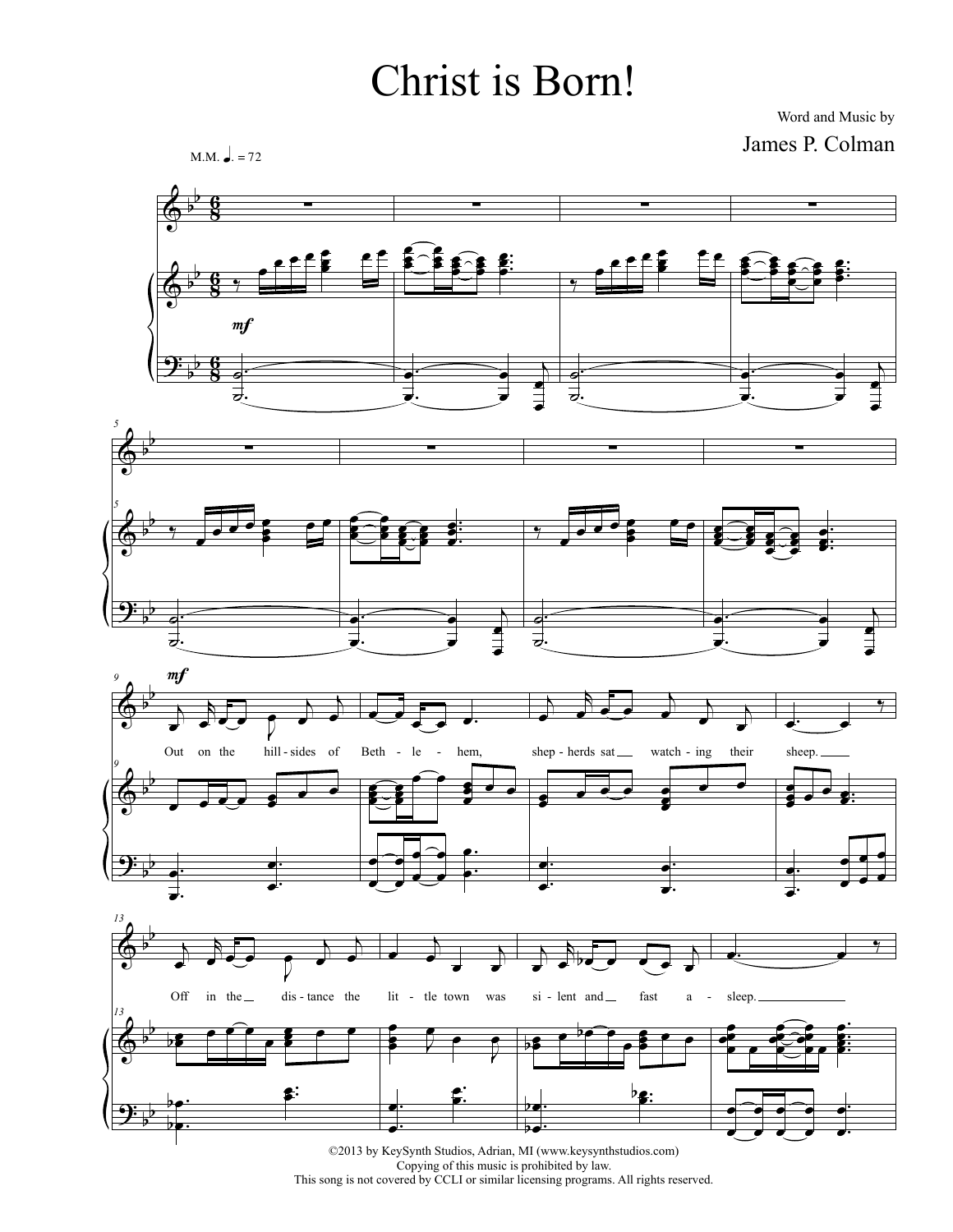# Christ is Born!

Word and Music by

James P. Colman

M.M. ♩. = 72

Out on the hill-sides of Beth-le-hem, shep-herds sat watch-ing their sheep.

Off in the dis-tance the lit-tle town was si-lent and fast a-sleep.

©2013 by KeySynth Studios, Adrian, MI (www.keysynthstudios.com)
Copying of this music is prohibited by law.
This song is not covered by CCLI or similar licensing programs. All rights reserved.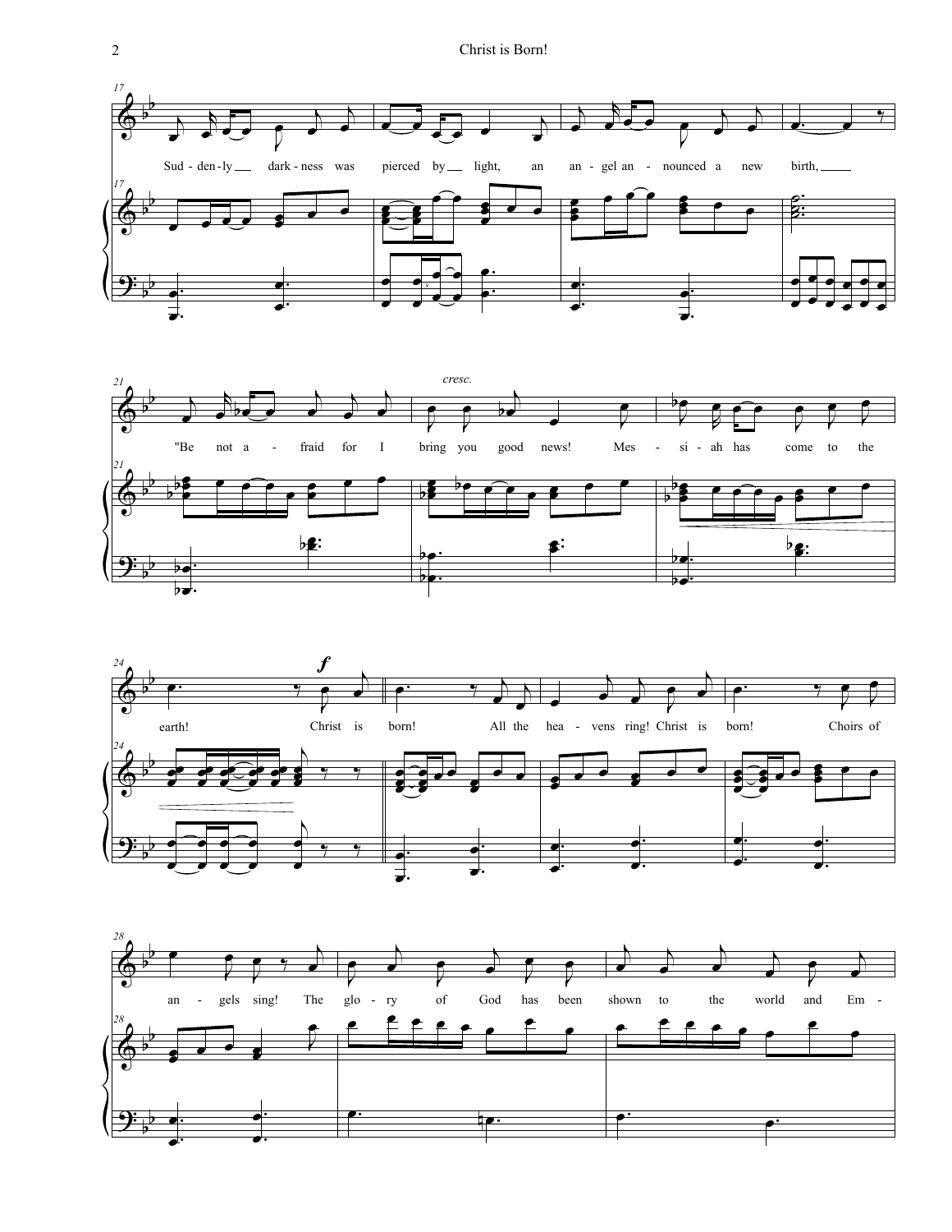Sud - den - ly dark - ness was pierced by light, an an - gel an - nounced a new birth,

"Be not a - fraid for I bring you good news! Mes - si - ah has come to the

*cresc.*

earth! Christ is born! All the hea - vens ring! Christ is born! Choirs of

***f***

an - gels sing! The glo - ry of God has been shown to the world and Em -